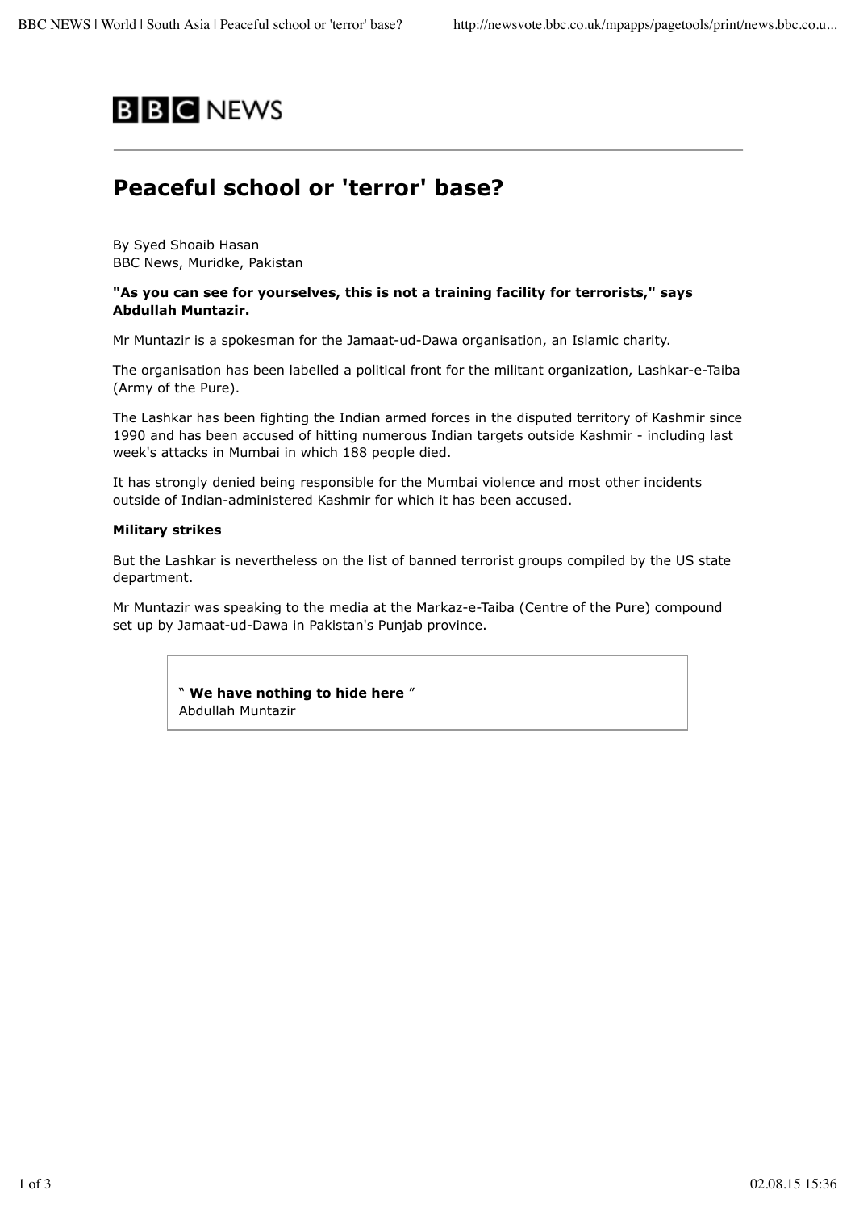BBC NEWS

# Peaceful school or 'terror' base?

By Syed Shoaib Hasan
BBC News, Muridke, Pakistan

**"As you can see for yourselves, this is not a training facility for terrorists," says Abdullah Muntazir.**

Mr Muntazir is a spokesman for the Jamaat-ud-Dawa organisation, an Islamic charity.

The organisation has been labelled a political front for the militant organization, Lashkar-e-Taiba (Army of the Pure).

The Lashkar has been fighting the Indian armed forces in the disputed territory of Kashmir since 1990 and has been accused of hitting numerous Indian targets outside Kashmir - including last week's attacks in Mumbai in which 188 people died.

It has strongly denied being responsible for the Mumbai violence and most other incidents outside of Indian-administered Kashmir for which it has been accused.

### Military strikes

But the Lashkar is nevertheless on the list of banned terrorist groups compiled by the US state department.

Mr Muntazir was speaking to the media at the Markaz-e-Taiba (Centre of the Pure) compound set up by Jamaat-ud-Dawa in Pakistan's Punjab province.

> " **We have nothing to hide here** "
> Abdullah Muntazir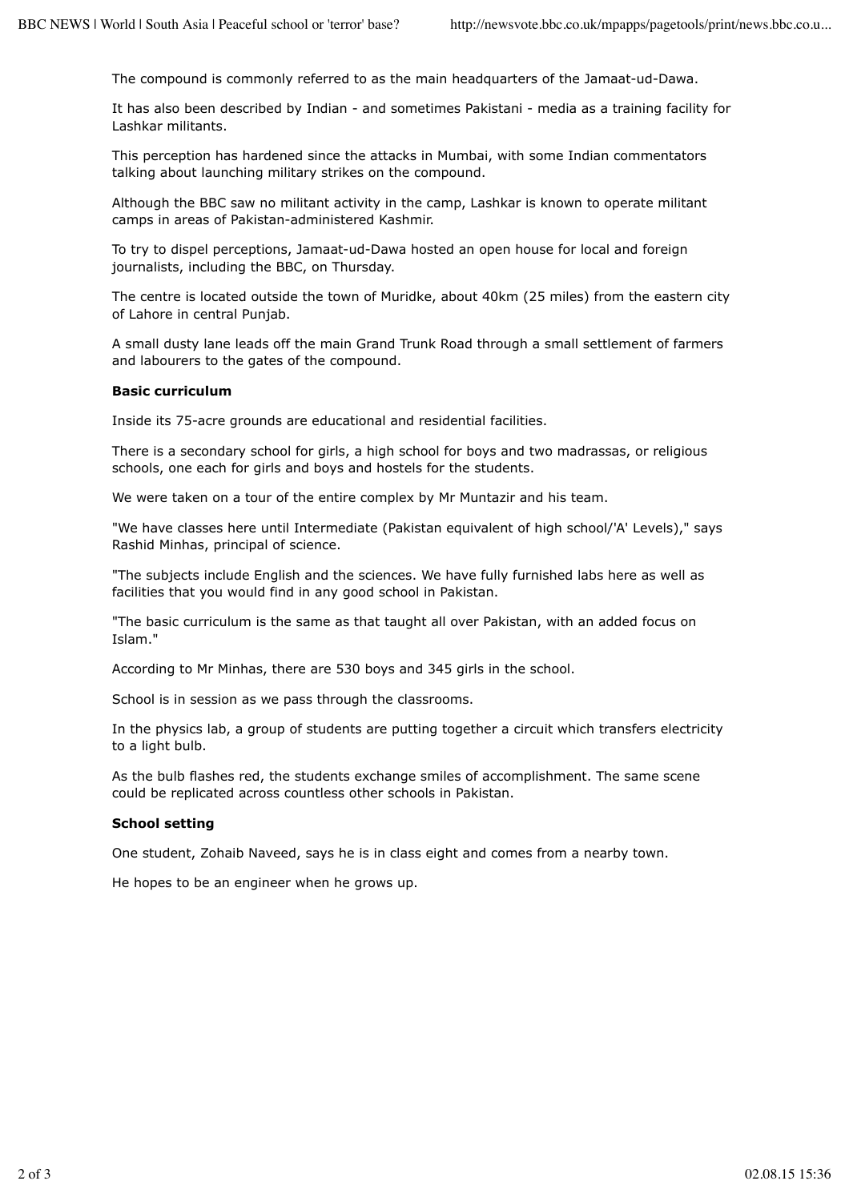The compound is commonly referred to as the main headquarters of the Jamaat-ud-Dawa.

It has also been described by Indian - and sometimes Pakistani - media as a training facility for Lashkar militants.

This perception has hardened since the attacks in Mumbai, with some Indian commentators talking about launching military strikes on the compound.

Although the BBC saw no militant activity in the camp, Lashkar is known to operate militant camps in areas of Pakistan-administered Kashmir.

To try to dispel perceptions, Jamaat-ud-Dawa hosted an open house for local and foreign journalists, including the BBC, on Thursday.

The centre is located outside the town of Muridke, about 40km (25 miles) from the eastern city of Lahore in central Punjab.

A small dusty lane leads off the main Grand Trunk Road through a small settlement of farmers and labourers to the gates of the compound.

**Basic curriculum**

Inside its 75-acre grounds are educational and residential facilities.

There is a secondary school for girls, a high school for boys and two madrassas, or religious schools, one each for girls and boys and hostels for the students.

We were taken on a tour of the entire complex by Mr Muntazir and his team.

"We have classes here until Intermediate (Pakistan equivalent of high school/'A' Levels)," says Rashid Minhas, principal of science.

"The subjects include English and the sciences. We have fully furnished labs here as well as facilities that you would find in any good school in Pakistan.

"The basic curriculum is the same as that taught all over Pakistan, with an added focus on Islam."

According to Mr Minhas, there are 530 boys and 345 girls in the school.

School is in session as we pass through the classrooms.

In the physics lab, a group of students are putting together a circuit which transfers electricity to a light bulb.

As the bulb flashes red, the students exchange smiles of accomplishment. The same scene could be replicated across countless other schools in Pakistan.

**School setting**

One student, Zohaib Naveed, says he is in class eight and comes from a nearby town.

He hopes to be an engineer when he grows up.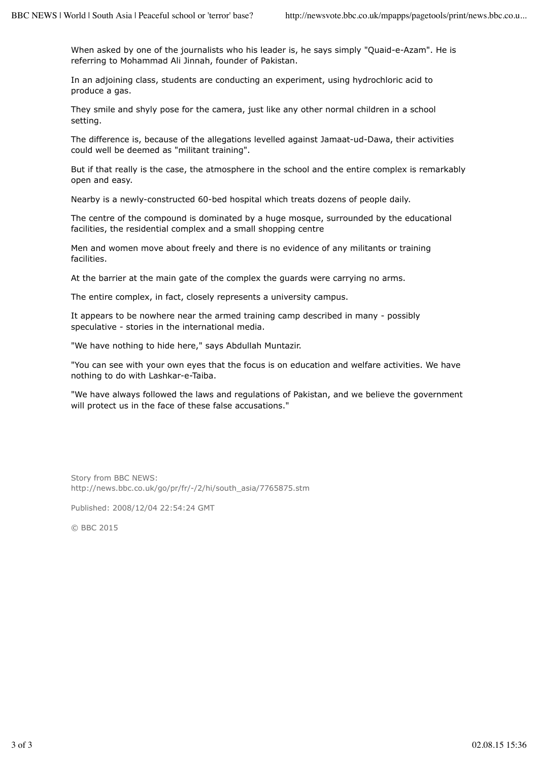When asked by one of the journalists who his leader is, he says simply "Quaid-e-Azam". He is referring to Mohammad Ali Jinnah, founder of Pakistan.

In an adjoining class, students are conducting an experiment, using hydrochloric acid to produce a gas.

They smile and shyly pose for the camera, just like any other normal children in a school setting.

The difference is, because of the allegations levelled against Jamaat-ud-Dawa, their activities could well be deemed as "militant training".

But if that really is the case, the atmosphere in the school and the entire complex is remarkably open and easy.

Nearby is a newly-constructed 60-bed hospital which treats dozens of people daily.

The centre of the compound is dominated by a huge mosque, surrounded by the educational facilities, the residential complex and a small shopping centre

Men and women move about freely and there is no evidence of any militants or training facilities.

At the barrier at the main gate of the complex the guards were carrying no arms.

The entire complex, in fact, closely represents a university campus.

It appears to be nowhere near the armed training camp described in many - possibly speculative - stories in the international media.

"We have nothing to hide here," says Abdullah Muntazir.

"You can see with your own eyes that the focus is on education and welfare activities. We have nothing to do with Lashkar-e-Taiba.

"We have always followed the laws and regulations of Pakistan, and we believe the government will protect us in the face of these false accusations."

Story from BBC NEWS:
http://news.bbc.co.uk/go/pr/fr/-/2/hi/south_asia/7765875.stm

Published: 2008/12/04 22:54:24 GMT

© BBC 2015